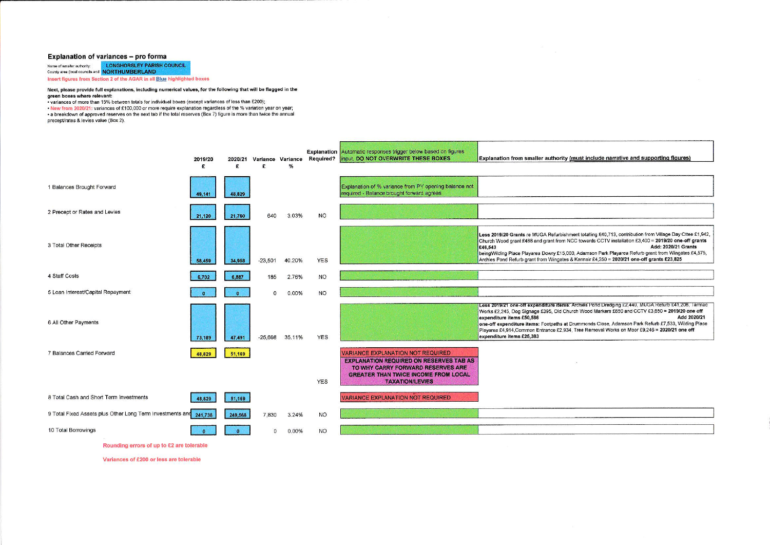## Explanation of variances – pro forma

Name of smaller authority: **LONGHORSLEY PARISH COUNCIL**
County area (local councils and: **NORTHUMBERLAND**

**Insert figures from Section 2 of the AGAR in all Blue highlighted boxes**

**Next, please provide full explanations, including numerical values, for the following that will be flagged in the green boxes where relevant:**

- variances of more than 15% between totals for individual boxes (except variances of less than £200);
- New from 2020/21: variances of £100,000 or more require explanation regardless of the % variation year on year;
- a breakdown of approved reserves on the next tab if the total reserves (Box 7) figure is more than twice the annual precept/rates & levies value (Box 2).

| | 2019/20 £ | 2020/21 £ | Variance £ | Variance % | Explanation Required? | Automatic responses trigger below based on figures input, DO NOT OVERWRITE THESE BOXES | Explanation from smaller authority (must include narrative and supporting figures) |
|---|---|---|---|---|---|---|---|
| 1 Balances Brought Forward | 49,141 | 48,829 | | | | Explanation of % variance from PY opening balance not required - Balance brought forward agrees | |
| 2 Precept or Rates and Levies | 21,120 | 21,760 | 640 | 3.03% | NO | | |
| 3 Total Other Receipts | 58,459 | 34,958 | -23,501 | 40.20% | YES | | **Less 2019/20 Grants** re MUGA Refurbishment totalling £40,713, contribution from Village Day Cttee £1,942, Church Wood grant £488 and grant from NCC towards CCTV installation £3,400 = **2019/20 one-off grants £46,543** **Add: 2020/21 Grants** beingWilding Place Playarea Dowry £15,000, Adamson Park Playarea Refurb grant from Wingates £4,575, Archies Pond Refurb grant from Wingates & Kennair £4,250 = **2020/21 one-off grants £23,825** |
| 4 Staff Costs | 6,702 | 6,887 | 185 | 2.76% | NO | | |
| 5 Loan Interest/Capital Repayment | 0 | 0 | 0 | 0.00% | NO | | |
| 6 All Other Payments | 73,189 | 47,491 | -25,698 | 35.11% | YES | | **Less 2019/21 one-off expenditure items:** Archies Pond Dredging £2,440, MUGA Refurb £41,206, Tarmac Works £2,245, Dog Signage £395, Old Church Wood Markers £650 and CCTV £3,650 = **2019/20 one off expenditure items £50,586** **Add 2020/21 one-off expenditure items:** Footpaths at Drummonds Close, Adamson Park Refurb £7,533, Wilding Place Playarea £4,914,Common Entrance £2,934, Tree Removal Works on Moor £9,246 = **2020/21 one off expenditure items £25,383** |
| 7 Balances Carried Forward | 48,829 | 51,169 | | | YES | VARIANCE EXPLANATION NOT REQUIRED **EXPLANATION REQUIRED ON RESERVES TAB AS TO WHY CARRY FORWARD RESERVES ARE GREATER THAN TWICE INCOME FROM LOCAL TAXATION/LEVIES** | |
| 8 Total Cash and Short Term Investments | 48,829 | 51,169 | | | | VARIANCE EXPLANATION NOT REQUIRED | |
| 9 Total Fixed Assets plus Other Long Term Investments and | 241,738 | 249,568 | 7,830 | 3.24% | NO | | |
| 10 Total Borrowings | 0 | 0 | 0 | 0.00% | NO | | |

Rounding errors of up to £2 are tolerable

Variances of £200 or less are tolerable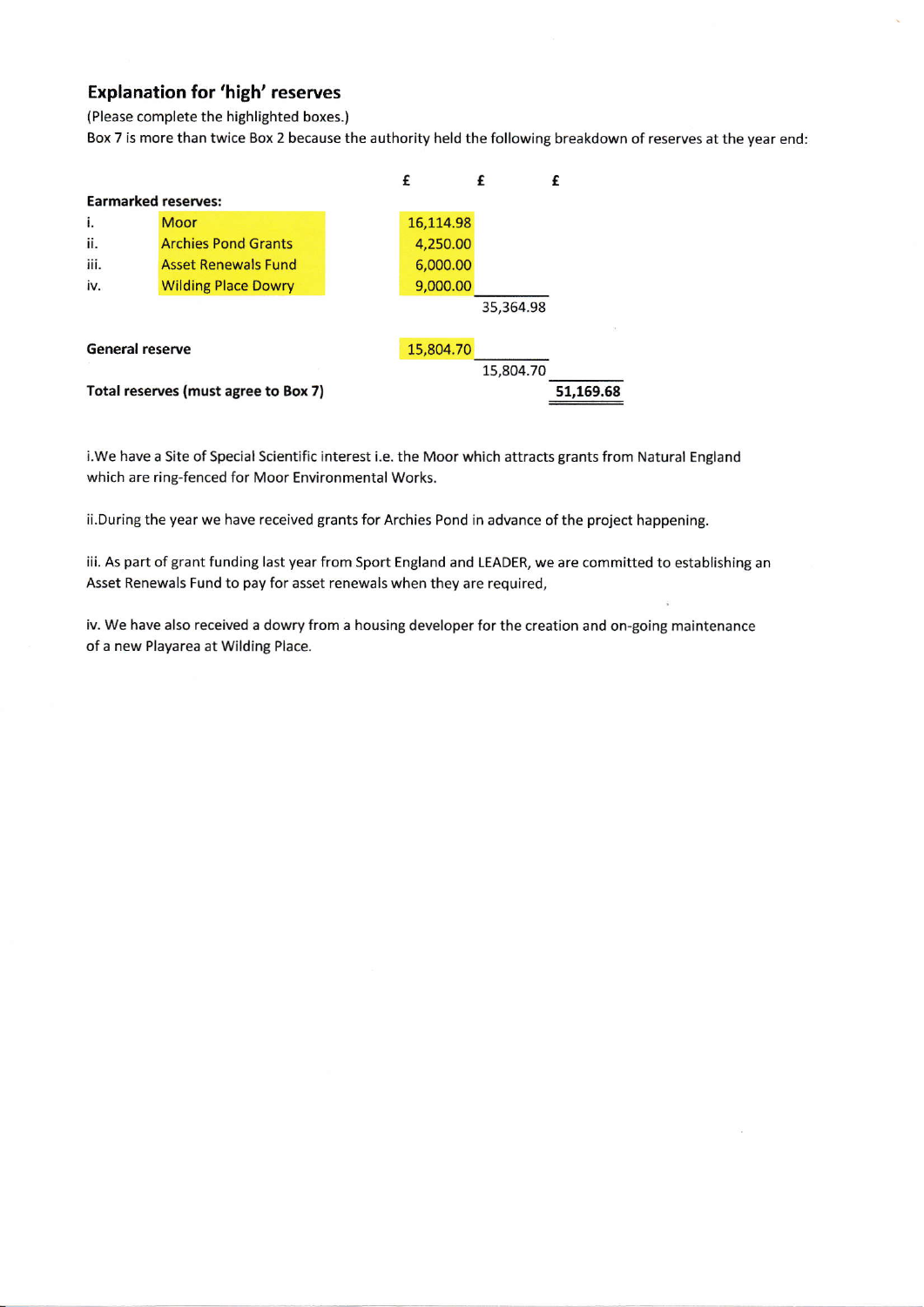## Explanation for 'high' reserves

(Please complete the highlighted boxes.)

Box 7 is more than twice Box 2 because the authority held the following breakdown of reserves at the year end:

| | | £ | £ | £ |
|---|---|---|---|---|
| **Earmarked reserves:** | | | | |
| i. | Moor | 16,114.98 | | |
| ii. | Archies Pond Grants | 4,250.00 | | |
| iii. | Asset Renewals Fund | 6,000.00 | | |
| iv. | Wilding Place Dowry | 9,000.00 | | |
| | | | 35,364.98 | |
| **General reserve** | | 15,804.70 | | |
| | | | 15,804.70 | |
| **Total reserves (must agree to Box 7)** | | | | **51,169.68** |

i.We have a Site of Special Scientific interest i.e. the Moor which attracts grants from Natural England which are ring-fenced for Moor Environmental Works.

ii.During the year we have received grants for Archies Pond in advance of the project happening.

iii. As part of grant funding last year from Sport England and LEADER, we are committed to establishing an Asset Renewals Fund to pay for asset renewals when they are required,

iv. We have also received a dowry from a housing developer for the creation and on-going maintenance of a new Playarea at Wilding Place.